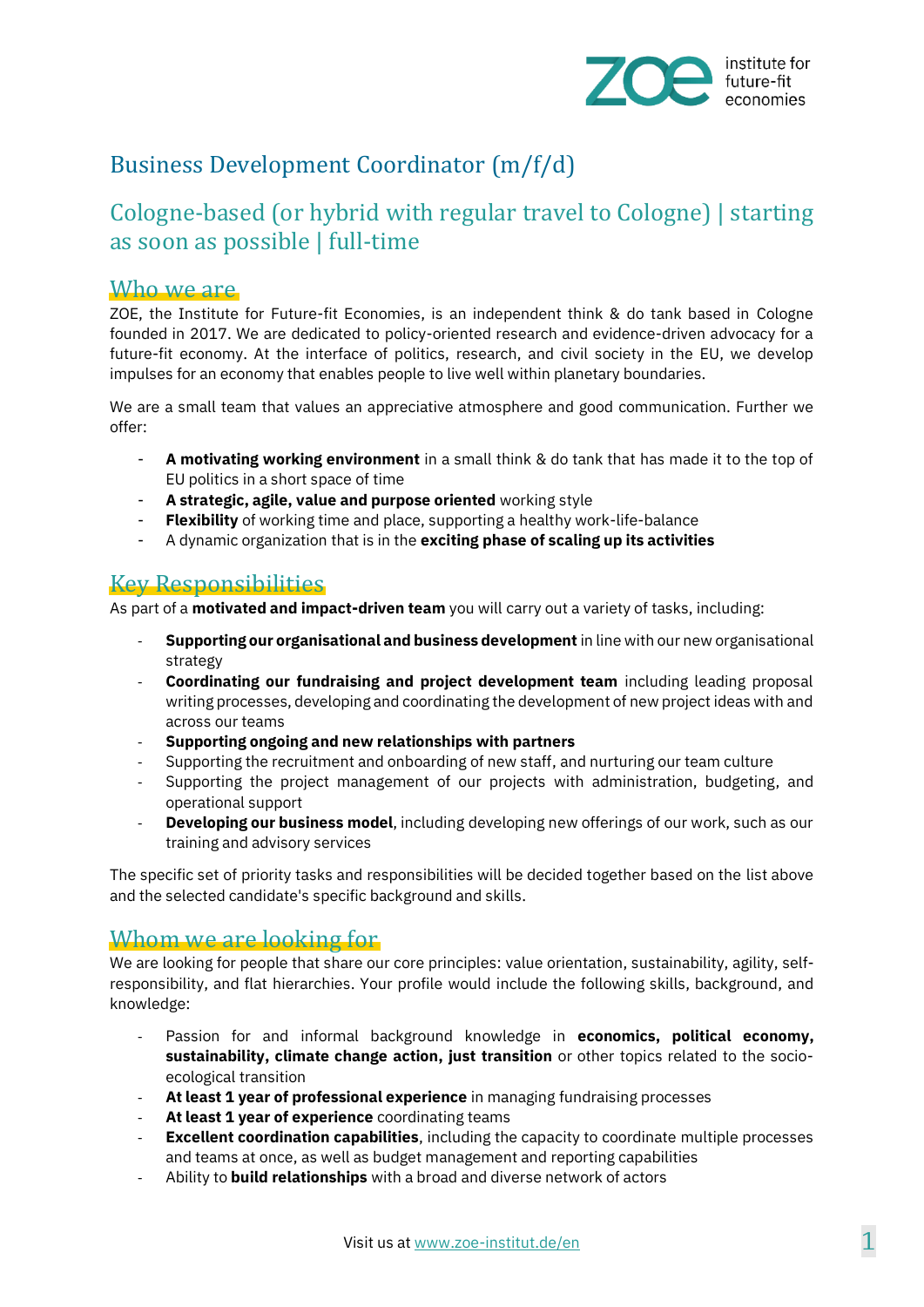# Business Development Coordinator (m/f/d)

## Cologne-based (or hybrid with regular travel to Cologne) | starting as soon as possible | full-time

### Who we are

ZOE, the Institute for Future-fit Economies, is an independent think & do tank based in Cologne founded in 2017. We are dedicated to policy-oriented research and evidence-driven advocacy for a future-fit economy. At the interface of politics, research, and civil society in the EU, we develop impulses for an economy that enables people to live well within planetary boundaries.

We are a small team that values an appreciative atmosphere and good communication. Further we offer:

- **A motivating working environment** in a small think & do tank that has made it to the top of EU politics in a short space of time
- **A strategic, agile, value and purpose oriented** working style
- **Flexibility** of working time and place, supporting a healthy work-life-balance
- A dynamic organization that is in the **exciting phase of scaling up its activities**

### Key Responsibilities

As part of a **motivated and impact-driven team** you will carry out a variety of tasks, including:

- **Supporting our organisational and business development** in line with our new organisational strategy
- **Coordinating our fundraising and project development team** including leading proposal writing processes, developing and coordinating the development of new project ideas with and across our teams
- **Supporting ongoing and new relationships with partners**
- Supporting the recruitment and onboarding of new staff, and nurturing our team culture
- Supporting the project management of our projects with administration, budgeting, and operational support
- **Developing our business model**, including developing new offerings of our work, such as our training and advisory services

The specific set of priority tasks and responsibilities will be decided together based on the list above and the selected candidate's specific background and skills.

### Whom we are looking for

We are looking for people that share our core principles: value orientation, sustainability, agility, self-responsibility, and flat hierarchies. Your profile would include the following skills, background, and knowledge:

- Passion for and informal background knowledge in **economics, political economy, sustainability, climate change action, just transition** or other topics related to the socio-ecological transition
- **At least 1 year of professional experience** in managing fundraising processes
- **At least 1 year of experience** coordinating teams
- **Excellent coordination capabilities**, including the capacity to coordinate multiple processes and teams at once, as well as budget management and reporting capabilities
- Ability to **build relationships** with a broad and diverse network of actors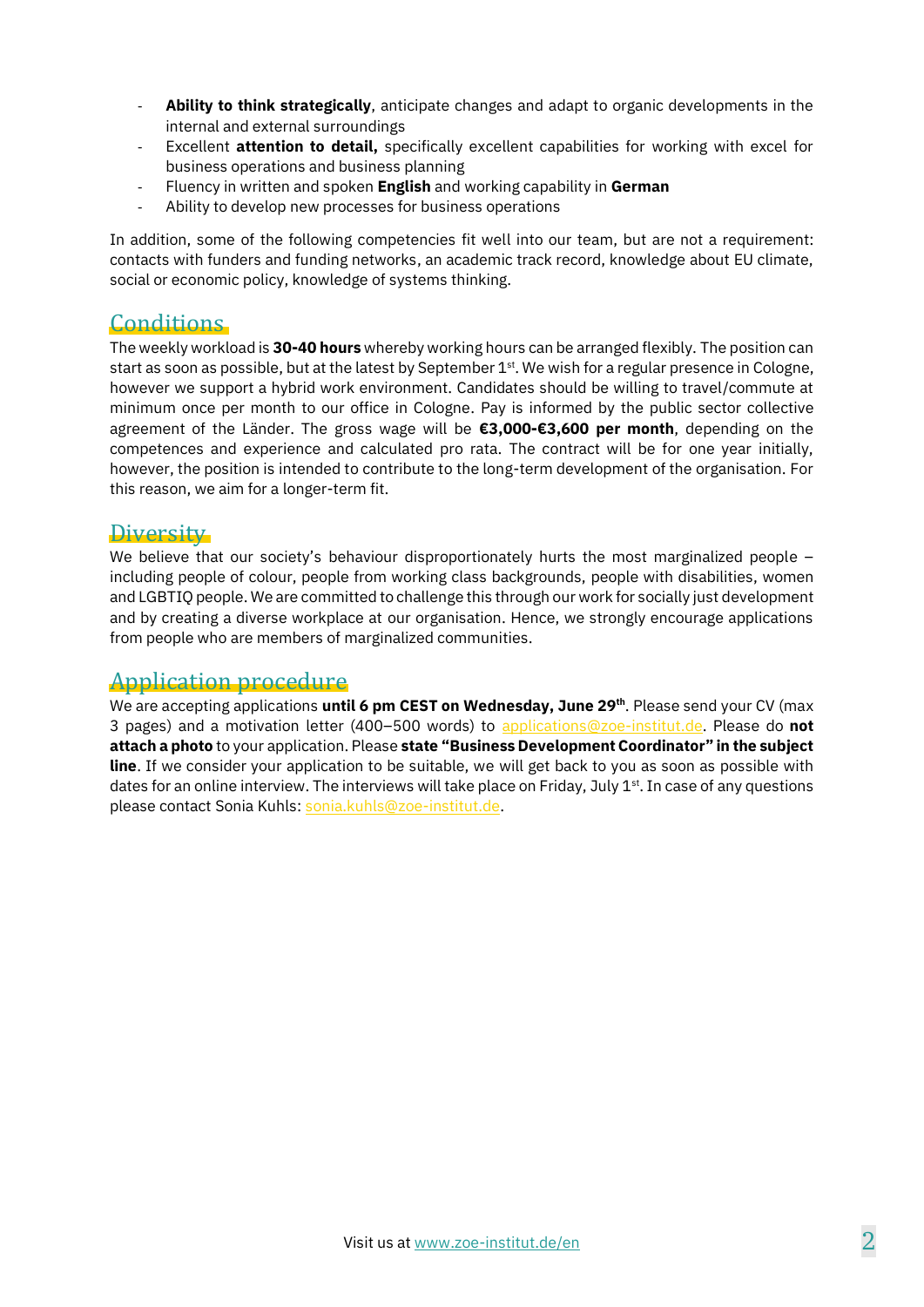- **Ability to think strategically**, anticipate changes and adapt to organic developments in the internal and external surroundings
- Excellent **attention to detail,** specifically excellent capabilities for working with excel for business operations and business planning
- Fluency in written and spoken **English** and working capability in **German**
- Ability to develop new processes for business operations

In addition, some of the following competencies fit well into our team, but are not a requirement: contacts with funders and funding networks, an academic track record, knowledge about EU climate, social or economic policy, knowledge of systems thinking.

## Conditions

The weekly workload is **30-40 hours** whereby working hours can be arranged flexibly. The position can start as soon as possible, but at the latest by September 1st. We wish for a regular presence in Cologne, however we support a hybrid work environment. Candidates should be willing to travel/commute at minimum once per month to our office in Cologne. Pay is informed by the public sector collective agreement of the Länder. The gross wage will be **€3,000-€3,600 per month**, depending on the competences and experience and calculated pro rata. The contract will be for one year initially, however, the position is intended to contribute to the long-term development of the organisation. For this reason, we aim for a longer-term fit.

## Diversity

We believe that our society's behaviour disproportionately hurts the most marginalized people – including people of colour, people from working class backgrounds, people with disabilities, women and LGBTIQ people. We are committed to challenge this through our work for socially just development and by creating a diverse workplace at our organisation. Hence, we strongly encourage applications from people who are members of marginalized communities.

## Application procedure

We are accepting applications **until 6 pm CEST on Wednesday, June 29th**. Please send your CV (max 3 pages) and a motivation letter (400–500 words) to applications@zoe-institut.de. Please do **not attach a photo** to your application. Please **state "Business Development Coordinator" in the subject line**. If we consider your application to be suitable, we will get back to you as soon as possible with dates for an online interview. The interviews will take place on Friday, July 1st. In case of any questions please contact Sonia Kuhls: sonia.kuhls@zoe-institut.de.

Visit us at www.zoe-institut.de/en